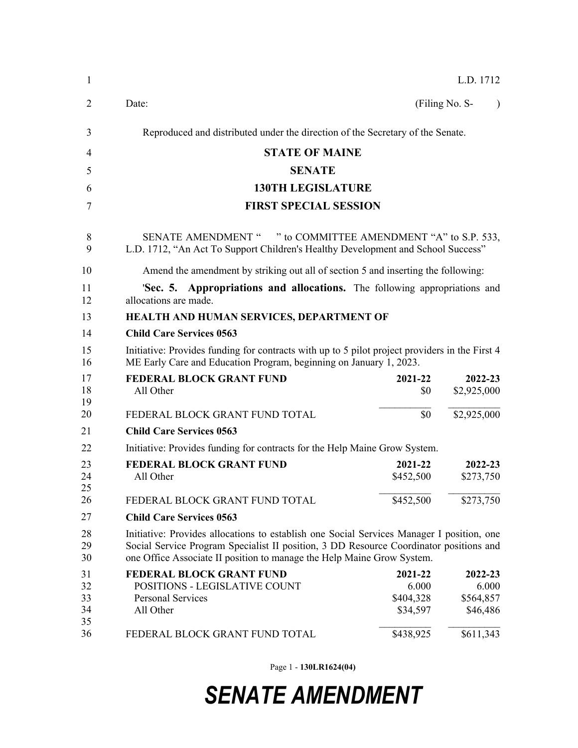L.D. 1712

Date: (Filing No. S- )

Reproduced and distributed under the direction of the Secretary of the Senate.

**STATE OF MAINE**

**SENATE**

**130TH LEGISLATURE**

**FIRST SPECIAL SESSION**

SENATE AMENDMENT " " to COMMITTEE AMENDMENT "A" to S.P. 533, L.D. 1712, "An Act To Support Children's Healthy Development and School Success"

Amend the amendment by striking out all of section 5 and inserting the following:

'**Sec. 5. Appropriations and allocations.** The following appropriations and allocations are made.

**HEALTH AND HUMAN SERVICES, DEPARTMENT OF**

**Child Care Services 0563**

Initiative: Provides funding for contracts with up to 5 pilot project providers in the First 4 ME Early Care and Education Program, beginning on January 1, 2023.

| **FEDERAL BLOCK GRANT FUND** | **2021-22** | **2022-23** |
|---|---|---|
| All Other | $0 | $2,925,000 |
| FEDERAL BLOCK GRANT FUND TOTAL | $0 | $2,925,000 |

**Child Care Services 0563**

Initiative: Provides funding for contracts for the Help Maine Grow System.

| **FEDERAL BLOCK GRANT FUND** | **2021-22** | **2022-23** |
|---|---|---|
| All Other | $452,500 | $273,750 |
| FEDERAL BLOCK GRANT FUND TOTAL | $452,500 | $273,750 |

**Child Care Services 0563**

Initiative: Provides allocations to establish one Social Services Manager I position, one Social Service Program Specialist II position, 3 DD Resource Coordinator positions and one Office Associate II position to manage the Help Maine Grow System.

| **FEDERAL BLOCK GRANT FUND** | **2021-22** | **2022-23** |
|---|---|---|
| POSITIONS - LEGISLATIVE COUNT | 6.000 | 6.000 |
| Personal Services | $404,328 | $564,857 |
| All Other | $34,597 | $46,486 |
| FEDERAL BLOCK GRANT FUND TOTAL | $438,925 | $611,343 |

Page 1 - **130LR1624(04)**

***SENATE AMENDMENT***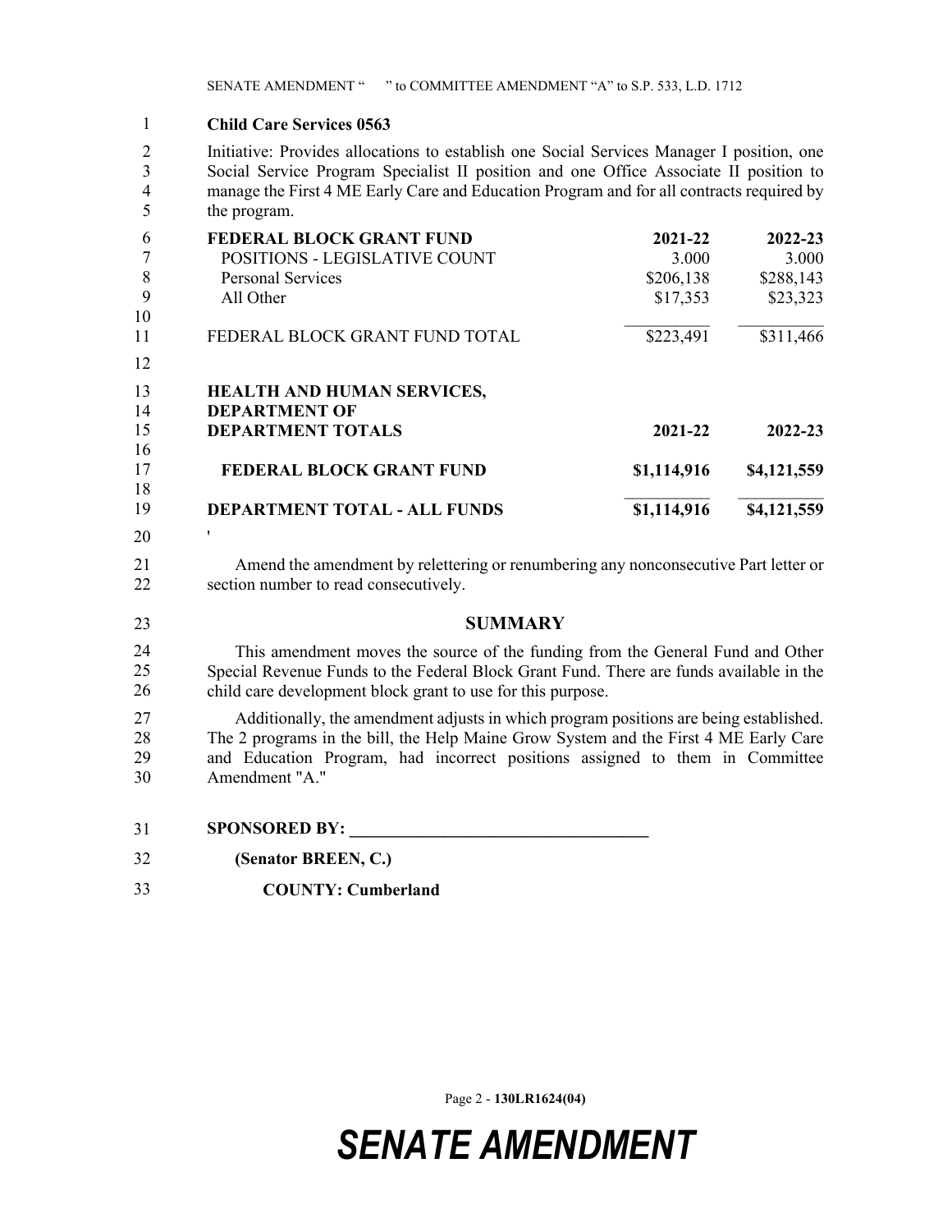**Child Care Services 0563**

Initiative: Provides allocations to establish one Social Services Manager I position, one Social Service Program Specialist II position and one Office Associate II position to manage the First 4 ME Early Care and Education Program and for all contracts required by the program.

| | | |
|---|---|---|
| **FEDERAL BLOCK GRANT FUND** | **2021-22** | **2022-23** |
| POSITIONS - LEGISLATIVE COUNT | 3.000 | 3.000 |
| Personal Services | $206,138 | $288,143 |
| All Other | $17,353 | $23,323 |
| FEDERAL BLOCK GRANT FUND TOTAL | $223,491 | $311,466 |

| | | |
|---|---|---|
| **HEALTH AND HUMAN SERVICES, DEPARTMENT OF DEPARTMENT TOTALS** | **2021-22** | **2022-23** |
| **FEDERAL BLOCK GRANT FUND** | **$1,114,916** | **$4,121,559** |
| **DEPARTMENT TOTAL - ALL FUNDS** | **$1,114,916** | **$4,121,559** |

'

Amend the amendment by relettering or renumbering any nonconsecutive Part letter or section number to read consecutively.

## SUMMARY

This amendment moves the source of the funding from the General Fund and Other Special Revenue Funds to the Federal Block Grant Fund. There are funds available in the child care development block grant to use for this purpose.

Additionally, the amendment adjusts in which program positions are being established. The 2 programs in the bill, the Help Maine Grow System and the First 4 ME Early Care and Education Program, had incorrect positions assigned to them in Committee Amendment "A."

**SPONSORED BY: ___________________________________**

**(Senator BREEN, C.)**

**COUNTY: Cumberland**

# *SENATE AMENDMENT*